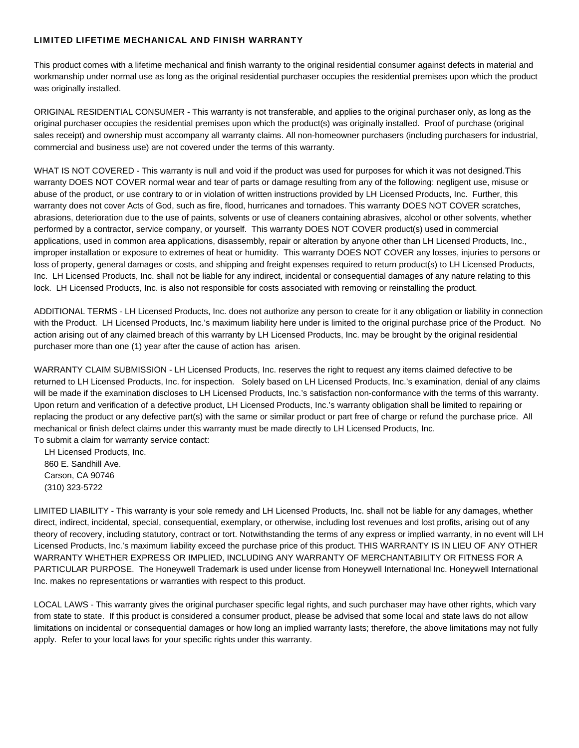## LIMITED LIFETIME MECHANICAL AND FINISH WARRANTY

This product comes with a lifetime mechanical and finish warranty to the original residential consumer against defects in material and workmanship under normal use as long as the original residential purchaser occupies the residential premises upon which the product was originally installed.

ORIGINAL RESIDENTIAL CONSUMER - This warranty is not transferable, and applies to the original purchaser only, as long as the original purchaser occupies the residential premises upon which the product(s) was originally installed. Proof of purchase (original sales receipt) and ownership must accompany all warranty claims. All non-homeowner purchasers (including purchasers for industrial, commercial and business use) are not covered under the terms of this warranty.

WHAT IS NOT COVERED - This warranty is null and void if the product was used for purposes for which it was not designed.This warranty DOES NOT COVER normal wear and tear of parts or damage resulting from any of the following: negligent use, misuse or abuse of the product, or use contrary to or in violation of written instructions provided by LH Licensed Products, Inc. Further, this warranty does not cover Acts of God, such as fire, flood, hurricanes and tornadoes. This warranty DOES NOT COVER scratches, abrasions, deterioration due to the use of paints, solvents or use of cleaners containing abrasives, alcohol or other solvents, whether performed by a contractor, service company, or yourself. This warranty DOES NOT COVER product(s) used in commercial applications, used in common area applications, disassembly, repair or alteration by anyone other than LH Licensed Products, Inc., improper installation or exposure to extremes of heat or humidity. This warranty DOES NOT COVER any losses, injuries to persons or loss of property, general damages or costs, and shipping and freight expenses required to return product(s) to LH Licensed Products, Inc. LH Licensed Products, Inc. shall not be liable for any indirect, incidental or consequential damages of any nature relating to this lock. LH Licensed Products, Inc. is also not responsible for costs associated with removing or reinstalling the product.

ADDITIONAL TERMS - LH Licensed Products, Inc. does not authorize any person to create for it any obligation or liability in connection with the Product. LH Licensed Products, Inc.'s maximum liability here under is limited to the original purchase price of the Product. No action arising out of any claimed breach of this warranty by LH Licensed Products, Inc. may be brought by the original residential purchaser more than one (1) year after the cause of action has arisen.

WARRANTY CLAIM SUBMISSION - LH Licensed Products, Inc. reserves the right to request any items claimed defective to be returned to LH Licensed Products, Inc. for inspection. Solely based on LH Licensed Products, Inc.'s examination, denial of any claims will be made if the examination discloses to LH Licensed Products, Inc.'s satisfaction non-conformance with the terms of this warranty. Upon return and verification of a defective product, LH Licensed Products, Inc.'s warranty obligation shall be limited to repairing or replacing the product or any defective part(s) with the same or similar product or part free of charge or refund the purchase price. All mechanical or finish defect claims under this warranty must be made directly to LH Licensed Products, Inc.
To submit a claim for warranty service contact:

LH Licensed Products, Inc.
860 E. Sandhill Ave.
Carson, CA 90746
(310) 323-5722

LIMITED LIABILITY - This warranty is your sole remedy and LH Licensed Products, Inc. shall not be liable for any damages, whether direct, indirect, incidental, special, consequential, exemplary, or otherwise, including lost revenues and lost profits, arising out of any theory of recovery, including statutory, contract or tort. Notwithstanding the terms of any express or implied warranty, in no event will LH Licensed Products, Inc.'s maximum liability exceed the purchase price of this product. THIS WARRANTY IS IN LIEU OF ANY OTHER WARRANTY WHETHER EXPRESS OR IMPLIED, INCLUDING ANY WARRANTY OF MERCHANTABILITY OR FITNESS FOR A PARTICULAR PURPOSE. The Honeywell Trademark is used under license from Honeywell International Inc. Honeywell International Inc. makes no representations or warranties with respect to this product.

LOCAL LAWS - This warranty gives the original purchaser specific legal rights, and such purchaser may have other rights, which vary from state to state. If this product is considered a consumer product, please be advised that some local and state laws do not allow limitations on incidental or consequential damages or how long an implied warranty lasts; therefore, the above limitations may not fully apply. Refer to your local laws for your specific rights under this warranty.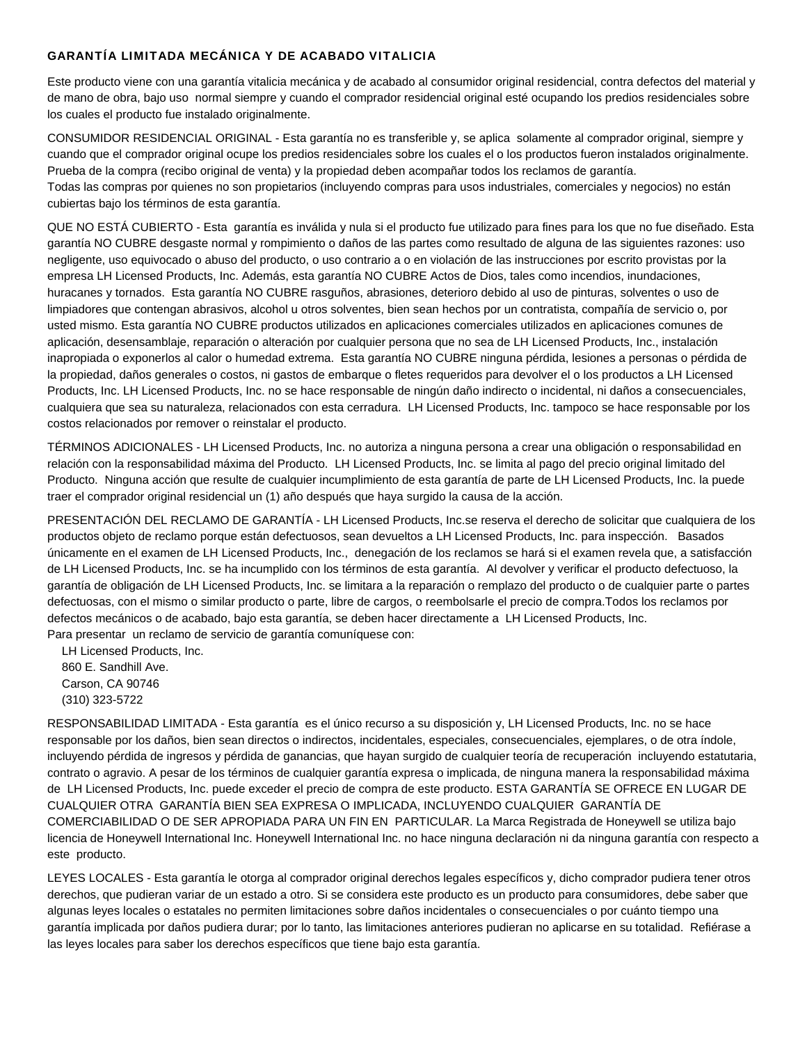**GARANTÍA LIMITADA MECÁNICA Y DE ACABADO VITALICIA**

Este producto viene con una garantía vitalicia mecánica y de acabado al consumidor original residencial, contra defectos del material y de mano de obra, bajo uso normal siempre y cuando el comprador residencial original esté ocupando los predios residenciales sobre los cuales el producto fue instalado originalmente.

CONSUMIDOR RESIDENCIAL ORIGINAL - Esta garantía no es transferible y, se aplica solamente al comprador original, siempre y cuando que el comprador original ocupe los predios residenciales sobre los cuales el o los productos fueron instalados originalmente. Prueba de la compra (recibo original de venta) y la propiedad deben acompañar todos los reclamos de garantía.
Todas las compras por quienes no son propietarios (incluyendo compras para usos industriales, comerciales y negocios) no están cubiertas bajo los términos de esta garantía.

QUE NO ESTÁ CUBIERTO - Esta garantía es inválida y nula si el producto fue utilizado para fines para los que no fue diseñado. Esta garantía NO CUBRE desgaste normal y rompimiento o daños de las partes como resultado de alguna de las siguientes razones: uso negligente, uso equivocado o abuso del producto, o uso contrario a o en violación de las instrucciones por escrito provistas por la empresa LH Licensed Products, Inc. Además, esta garantía NO CUBRE Actos de Dios, tales como incendios, inundaciones, huracanes y tornados. Esta garantía NO CUBRE rasguños, abrasiones, deterioro debido al uso de pinturas, solventes o uso de limpiadores que contengan abrasivos, alcohol u otros solventes, bien sean hechos por un contratista, compañía de servicio o, por usted mismo. Esta garantía NO CUBRE productos utilizados en aplicaciones comerciales utilizados en aplicaciones comunes de aplicación, desensamblaje, reparación o alteración por cualquier persona que no sea de LH Licensed Products, Inc., instalación inapropiada o exponerlos al calor o humedad extrema. Esta garantía NO CUBRE ninguna pérdida, lesiones a personas o pérdida de la propiedad, daños generales o costos, ni gastos de embarque o fletes requeridos para devolver el o los productos a LH Licensed Products, Inc. LH Licensed Products, Inc. no se hace responsable de ningún daño indirecto o incidental, ni daños a consecuenciales, cualquiera que sea su naturaleza, relacionados con esta cerradura. LH Licensed Products, Inc. tampoco se hace responsable por los costos relacionados por remover o reinstalar el producto.

TÉRMINOS ADICIONALES - LH Licensed Products, Inc. no autoriza a ninguna persona a crear una obligación o responsabilidad en relación con la responsabilidad máxima del Producto. LH Licensed Products, Inc. se limita al pago del precio original limitado del Producto. Ninguna acción que resulte de cualquier incumplimiento de esta garantía de parte de LH Licensed Products, Inc. la puede traer el comprador original residencial un (1) año después que haya surgido la causa de la acción.

PRESENTACIÓN DEL RECLAMO DE GARANTÍA - LH Licensed Products, Inc.se reserva el derecho de solicitar que cualquiera de los productos objeto de reclamo porque están defectuosos, sean devueltos a LH Licensed Products, Inc. para inspección. Basados únicamente en el examen de LH Licensed Products, Inc., denegación de los reclamos se hará si el examen revela que, a satisfacción de LH Licensed Products, Inc. se ha incumplido con los términos de esta garantía. Al devolver y verificar el producto defectuoso, la garantía de obligación de LH Licensed Products, Inc. se limitara a la reparación o remplazo del producto o de cualquier parte o partes defectuosas, con el mismo o similar producto o parte, libre de cargos, o reembolsarle el precio de compra.Todos los reclamos por defectos mecánicos o de acabado, bajo esta garantía, se deben hacer directamente a LH Licensed Products, Inc.
Para presentar un reclamo de servicio de garantía comuníquese con:

LH Licensed Products, Inc.
860 E. Sandhill Ave.
Carson, CA 90746
(310) 323-5722

RESPONSABILIDAD LIMITADA - Esta garantía es el único recurso a su disposición y, LH Licensed Products, Inc. no se hace responsable por los daños, bien sean directos o indirectos, incidentales, especiales, consecuenciales, ejemplares, o de otra índole, incluyendo pérdida de ingresos y pérdida de ganancias, que hayan surgido de cualquier teoría de recuperación incluyendo estatutaria, contrato o agravio. A pesar de los términos de cualquier garantía expresa o implicada, de ninguna manera la responsabilidad máxima de LH Licensed Products, Inc. puede exceder el precio de compra de este producto. ESTA GARANTÍA SE OFRECE EN LUGAR DE CUALQUIER OTRA GARANTÍA BIEN SEA EXPRESA O IMPLICADA, INCLUYENDO CUALQUIER GARANTÍA DE COMERCIABILIDAD O DE SER APROPIADA PARA UN FIN EN PARTICULAR. La Marca Registrada de Honeywell se utiliza bajo licencia de Honeywell International Inc. Honeywell International Inc. no hace ninguna declaración ni da ninguna garantía con respecto a este producto.

LEYES LOCALES - Esta garantía le otorga al comprador original derechos legales específicos y, dicho comprador pudiera tener otros derechos, que pudieran variar de un estado a otro. Si se considera este producto es un producto para consumidores, debe saber que algunas leyes locales o estatales no permiten limitaciones sobre daños incidentales o consecuenciales o por cuánto tiempo una garantía implicada por daños pudiera durar; por lo tanto, las limitaciones anteriores pudieran no aplicarse en su totalidad. Refiérase a las leyes locales para saber los derechos específicos que tiene bajo esta garantía.